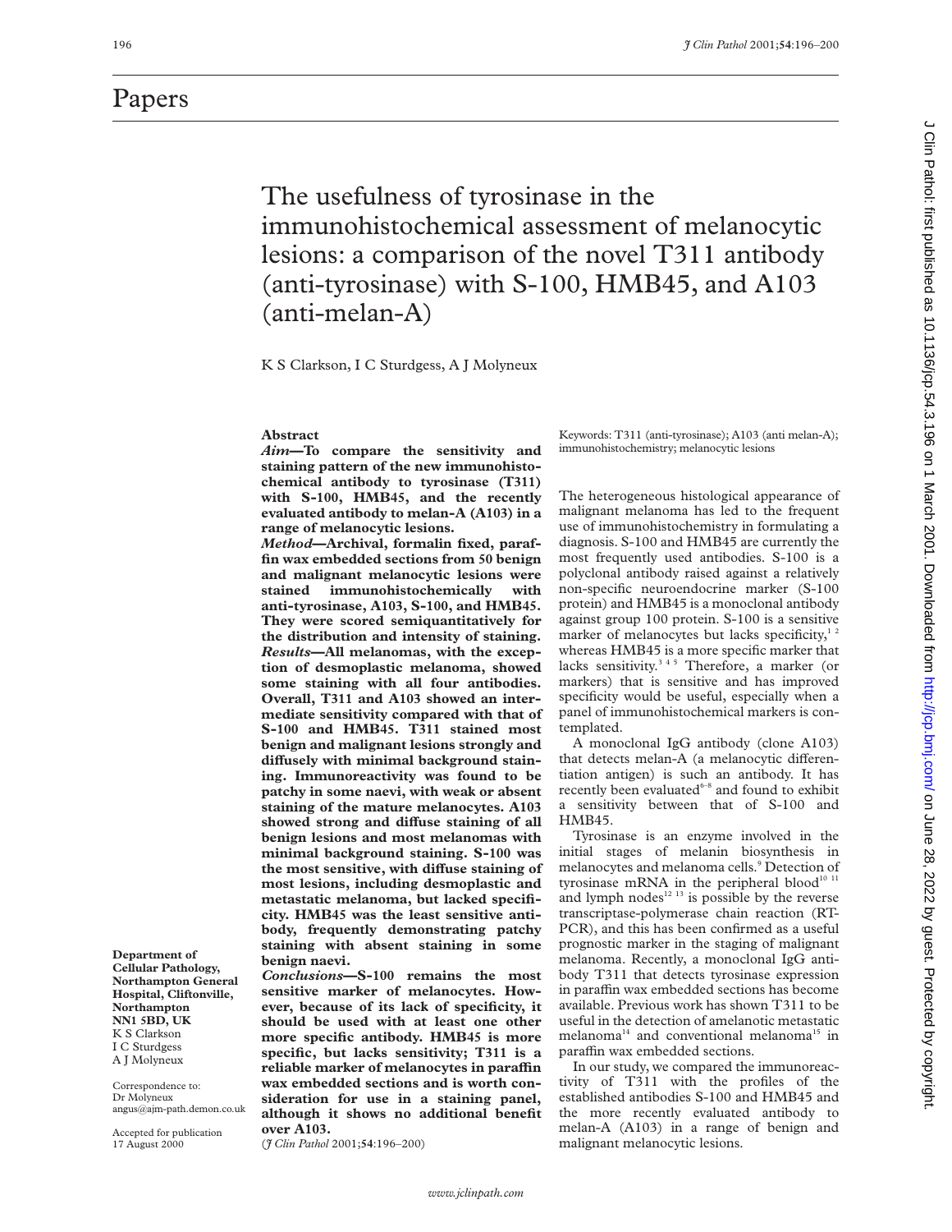Papers

# The usefulness of tyrosinase in the immunohistochemical assessment of melanocytic lesions: a comparison of the novel T311 antibody (anti-tyrosinase) with S-100, HMB45, and A103 (anti-melan-A)

K S Clarkson, I C Sturdgess, A J Molyneux

**Department of Cellular Pathology, Northampton General Hospital, Cliftonville, Northampton NN1 5BD, UK**
K S Clarkson
I C Sturdgess
A J Molyneux

Correspondence to:
Dr Molyneux
angus@ajm-path.demon.co.uk

Accepted for publication
17 August 2000

## Abstract

***Aim*—To compare the sensitivity and staining pattern of the new immunohistochemical antibody to tyrosinase (T311) with S-100, HMB45, and the recently evaluated antibody to melan-A (A103) in a range of melanocytic lesions.**

***Method*—Archival, formalin fixed, paraffin wax embedded sections from 50 benign and malignant melanocytic lesions were stained immunohistochemically with anti-tyrosinase, A103, S-100, and HMB45. They were scored semiquantitatively for the distribution and intensity of staining.**

***Results*—All melanomas, with the exception of desmoplastic melanoma, showed some staining with all four antibodies. Overall, T311 and A103 showed an intermediate sensitivity compared with that of S-100 and HMB45. T311 stained most benign and malignant lesions strongly and diffusely with minimal background staining. Immunoreactivity was found to be patchy in some naevi, with weak or absent staining of the mature melanocytes. A103 showed strong and diffuse staining of all benign lesions and most melanomas with minimal background staining. S-100 was the most sensitive, with diffuse staining of most lesions, including desmoplastic and metastatic melanoma, but lacked specificity. HMB45 was the least sensitive antibody, frequently demonstrating patchy staining with absent staining in some benign naevi.**

***Conclusions*—S-100 remains the most sensitive marker of melanocytes. However, because of its lack of specificity, it should be used with at least one other more specific antibody. HMB45 is more specific, but lacks sensitivity; T311 is a reliable marker of melanocytes in paraffin wax embedded sections and is worth consideration for use in a staining panel, although it shows no additional benefit over A103.**

(*J Clin Pathol* 2001;**54**:196–200)

Keywords: T311 (anti-tyrosinase); A103 (anti melan-A); immunohistochemistry; melanocytic lesions

The heterogeneous histological appearance of malignant melanoma has led to the frequent use of immunohistochemistry in formulating a diagnosis. S-100 and HMB45 are currently the most frequently used antibodies. S-100 is a polyclonal antibody raised against a relatively non-specific neuroendocrine marker (S-100 protein) and HMB45 is a monoclonal antibody against group 100 protein. S-100 is a sensitive marker of melanocytes but lacks specificity,[1 2] whereas HMB45 is a more specific marker that lacks sensitivity.[3 4 5] Therefore, a marker (or markers) that is sensitive and has improved specificity would be useful, especially when a panel of immunohistochemical markers is contemplated.

A monoclonal IgG antibody (clone A103) that detects melan-A (a melanocytic differentiation antigen) is such an antibody. It has recently been evaluated[6–8] and found to exhibit a sensitivity between that of S-100 and HMB45.

Tyrosinase is an enzyme involved in the initial stages of melanin biosynthesis in melanocytes and melanoma cells.[9] Detection of tyrosinase mRNA in the peripheral blood[10 11] and lymph nodes[12 13] is possible by the reverse transcriptase-polymerase chain reaction (RT-PCR), and this has been confirmed as a useful prognostic marker in the staging of malignant melanoma. Recently, a monoclonal IgG antibody T311 that detects tyrosinase expression in paraffin wax embedded sections has become available. Previous work has shown T311 to be useful in the detection of amelanotic metastatic melanoma[14] and conventional melanoma[15] in paraffin wax embedded sections.

In our study, we compared the immunoreactivity of T311 with the profiles of the established antibodies S-100 and HMB45 and the more recently evaluated antibody to melan-A (A103) in a range of benign and malignant melanocytic lesions.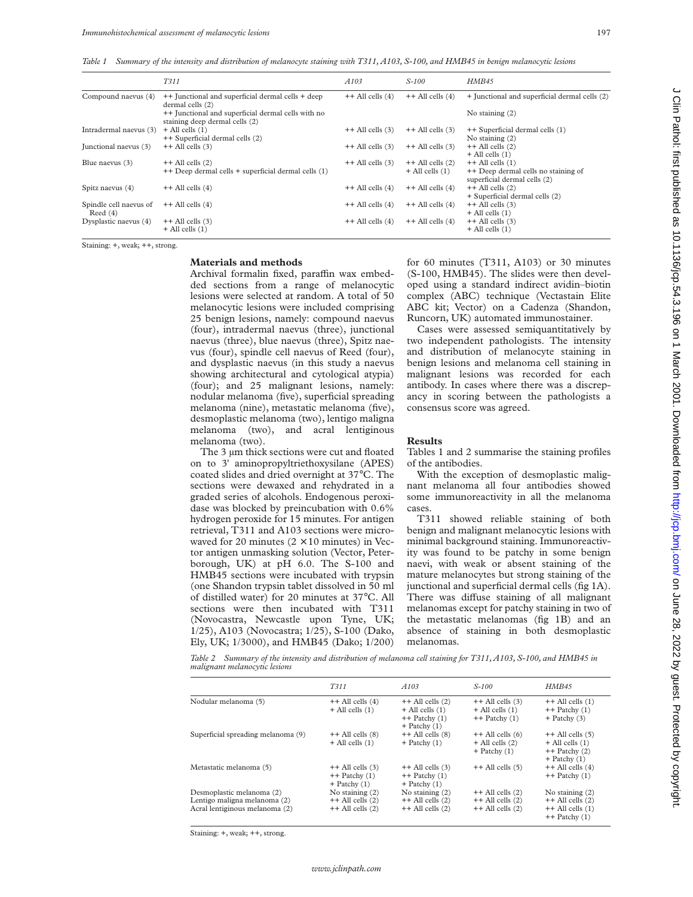Table 1 *Summary of the intensity and distribution of melanocyte staining with T311, A103, S-100, and HMB45 in benign melanocytic lesions*

| | T311 | A103 | S-100 | HMB45 |
|---|---|---|---|---|
| Compound naevus (4) | ++ Junctional and superficial dermal cells + deep dermal cells (2)<br>++ Junctional and superficial dermal cells with no staining deep dermal cells (2) | ++ All cells (4) | ++ All cells (4) | + Junctional and superficial dermal cells (2)<br>No staining (2) |
| Intradermal naevus (3) | + All cells (1)<br>++ Superficial dermal cells (2) | ++ All cells (3) | ++ All cells (3) | ++ Superficial dermal cells (1)<br>No staining (2) |
| Junctional naevus (3) | ++ All cells (3) | ++ All cells (3) | ++ All cells (3) | ++ All cells (2)<br>+ All cells (1) |
| Blue naevus (3) | ++ All cells (2)<br>++ Deep dermal cells + superficial dermal cells (1) | ++ All cells (3) | ++ All cells (2)<br>+ All cells (1) | ++ All cells (1)<br>++ Deep dermal cells no staining of superficial dermal cells (2) |
| Spitz naevus (4) | ++ All cells (4) | ++ All cells (4) | ++ All cells (4) | ++ All cells (2)<br>+ Superficial dermal cells (2) |
| Spindle cell naevus of Reed (4) | ++ All cells (4) | ++ All cells (4) | ++ All cells (4) | ++ All cells (3)<br>+ All cells (1) |
| Dysplastic naevus (4) | ++ All cells (3)<br>+ All cells (1) | ++ All cells (4) | ++ All cells (4) | ++ All cells (3)<br>+ All cells (1) |

Staining: +, weak; ++, strong.

## Materials and methods

Archival formalin fixed, paraffin wax embedded sections from a range of melanocytic lesions were selected at random. A total of 50 melanocytic lesions were included comprising 25 benign lesions, namely: compound naevus (four), intradermal naevus (three), junctional naevus (three), blue naevus (three), Spitz naevus (four), spindle cell naevus of Reed (four), and dysplastic naevus (in this study a naevus showing architectural and cytological atypia) (four); and 25 malignant lesions, namely: nodular melanoma (five), superficial spreading melanoma (nine), metastatic melanoma (five), desmoplastic melanoma (two), lentigo maligna melanoma (two), and acral lentiginous melanoma (two).

The 3 μm thick sections were cut and floated on to 3' aminopropyltriethoxysilane (APES) coated slides and dried overnight at 37°C. The sections were dewaxed and rehydrated in a graded series of alcohols. Endogenous peroxidase was blocked by preincubation with 0.6% hydrogen peroxide for 15 minutes. For antigen retrieval, T311 and A103 sections were microwaved for 20 minutes ($2 \times 10$ minutes) in Vector antigen unmasking solution (Vector, Peterborough, UK) at pH 6.0. The S-100 and HMB45 sections were incubated with trypsin (one Shandon trypsin tablet dissolved in 50 ml of distilled water) for 20 minutes at 37°C. All sections were then incubated with T311 (Novocastra, Newcastle upon Tyne, UK; 1/25), A103 (Novocastra; 1/25), S-100 (Dako, Ely, UK; 1/3000), and HMB45 (Dako; 1/200) for 60 minutes (T311, A103) or 30 minutes (S-100, HMB45). The slides were then developed using a standard indirect avidin–biotin complex (ABC) technique (Vectastain Elite ABC kit; Vector) on a Cadenza (Shandon, Runcorn, UK) automated immunostainer.

Cases were assessed semiquantitatively by two independent pathologists. The intensity and distribution of melanocyte staining in benign lesions and melanoma cell staining in malignant lesions was recorded for each antibody. In cases where there was a discrepancy in scoring between the pathologists a consensus score was agreed.

## Results

Tables 1 and 2 summarise the staining profiles of the antibodies.

With the exception of desmoplastic malignant melanoma all four antibodies showed some immunoreactivity in all the melanoma cases.

T311 showed reliable staining of both benign and malignant melanocytic lesions with minimal background staining. Immunoreactivity was found to be patchy in some benign naevi, with weak or absent staining of the mature melanocytes but strong staining of the junctional and superficial dermal cells (fig 1A). There was diffuse staining of all malignant melanomas except for patchy staining in two of the metastatic melanomas (fig 1B) and an absence of staining in both desmoplastic melanomas.

Table 2 *Summary of the intensity and distribution of melanoma cell staining for T311, A103, S-100, and HMB45 in malignant melanocytic lesions*

| | T311 | A103 | S-100 | HMB45 |
|---|---|---|---|---|
| Nodular melanoma (5) | ++ All cells (4)<br>+ All cells (1) | ++ All cells (2)<br>+ All cells (1)<br>++ Patchy (1)<br>+ Patchy (1) | ++ All cells (3)<br>+ All cells (1)<br>++ Patchy (1) | ++ All cells (1)<br>++ Patchy (1)<br>+ Patchy (3) |
| Superficial spreading melanoma (9) | ++ All cells (8)<br>+ All cells (1) | ++ All cells (8)<br>+ Patchy (1) | ++ All cells (6)<br>+ All cells (2)<br>+ Patchy (1) | ++ All cells (5)<br>+ All cells (1)<br>++ Patchy (2)<br>+ Patchy (1) |
| Metastatic melanoma (5) | ++ All cells (3)<br>++ Patchy (1)<br>+ Patchy (1) | ++ All cells (3)<br>++ Patchy (1)<br>+ Patchy (1) | ++ All cells (5) | ++ All cells (4)<br>++ Patchy (1) |
| Desmoplastic melanoma (2) | No staining (2) | No staining (2) | ++ All cells (2) | No staining (2) |
| Lentigo maligna melanoma (2) | ++ All cells (2) | ++ All cells (2) | ++ All cells (2) | ++ All cells (2) |
| Acral lentiginous melanoma (2) | ++ All cells (2) | ++ All cells (2) | ++ All cells (2) | ++ All cells (1)<br>++ Patchy (1) |

Staining: +, weak; ++, strong.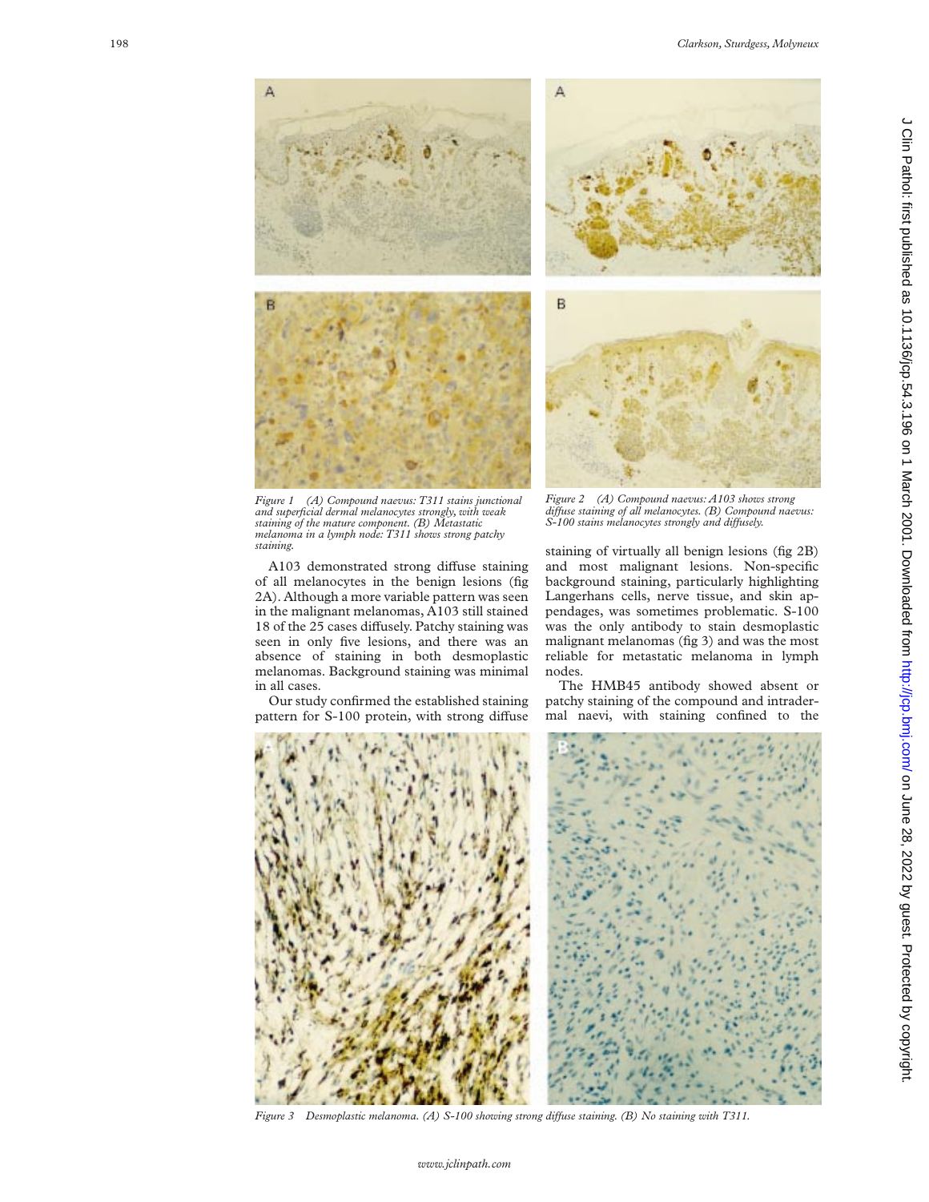Figure 1 (A) Compound naevus: T311 stains junctional and superficial dermal melanocytes strongly, with weak staining of the mature component. (B) Metastatic melanoma in a lymph node: T311 shows strong patchy staining.

Figure 2 (A) Compound naevus: A103 shows strong diffuse staining of all melanocytes. (B) Compound naevus: S-100 stains melanocytes strongly and diffusely.

A103 demonstrated strong diffuse staining of all melanocytes in the benign lesions (fig 2A). Although a more variable pattern was seen in the malignant melanomas, A103 still stained 18 of the 25 cases diffusely. Patchy staining was seen in only five lesions, and there was an absence of staining in both desmoplastic melanomas. Background staining was minimal in all cases.

Our study confirmed the established staining pattern for S-100 protein, with strong diffuse staining of virtually all benign lesions (fig 2B) and most malignant lesions. Non-specific background staining, particularly highlighting Langerhans cells, nerve tissue, and skin appendages, was sometimes problematic. S-100 was the only antibody to stain desmoplastic malignant melanomas (fig 3) and was the most reliable for metastatic melanoma in lymph nodes.

The HMB45 antibody showed absent or patchy staining of the compound and intradermal naevi, with staining confined to the

Figure 3 Desmoplastic melanoma. (A) S-100 showing strong diffuse staining. (B) No staining with T311.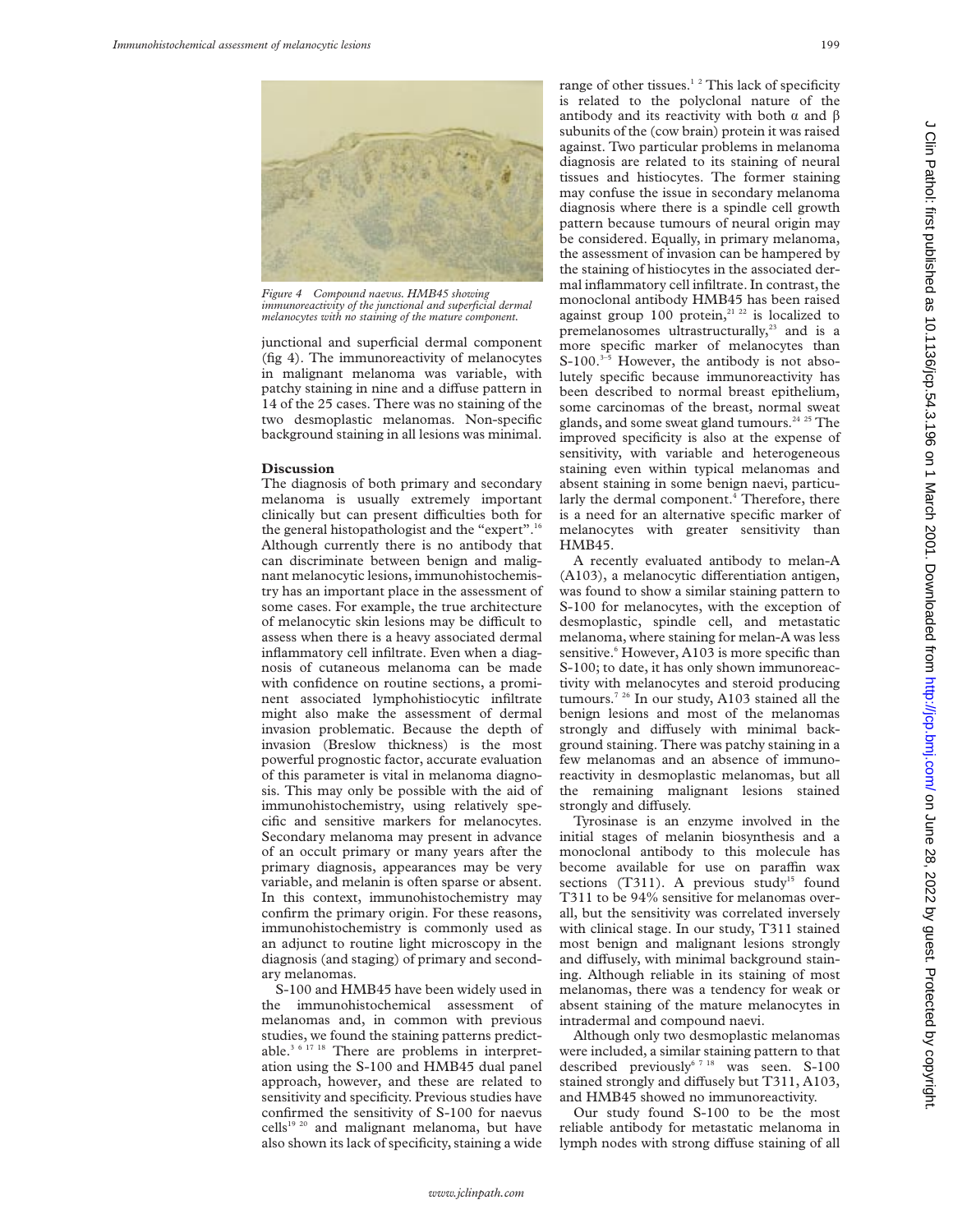*Figure 4 Compound naevus. HMB45 showing immunoreactivity of the junctional and superficial dermal melanocytes with no staining of the mature component.*

junctional and superficial dermal component (fig 4). The immunoreactivity of melanocytes in malignant melanoma was variable, with patchy staining in nine and a diffuse pattern in 14 of the 25 cases. There was no staining of the two desmoplastic melanomas. Non-specific background staining in all lesions was minimal.

## Discussion

The diagnosis of both primary and secondary melanoma is usually extremely important clinically but can present difficulties both for the general histopathologist and the "expert".[16] Although currently there is no antibody that can discriminate between benign and malignant melanocytic lesions, immunohistochemistry has an important place in the assessment of some cases. For example, the true architecture of melanocytic skin lesions may be difficult to assess when there is a heavy associated dermal inflammatory cell infiltrate. Even when a diagnosis of cutaneous melanoma can be made with confidence on routine sections, a prominent associated lymphohistiocytic infiltrate might also make the assessment of dermal invasion problematic. Because the depth of invasion (Breslow thickness) is the most powerful prognostic factor, accurate evaluation of this parameter is vital in melanoma diagnosis. This may only be possible with the aid of immunohistochemistry, using relatively specific and sensitive markers for melanocytes. Secondary melanoma may present in advance of an occult primary or many years after the primary diagnosis, appearances may be very variable, and melanin is often sparse or absent. In this context, immunohistochemistry may confirm the primary origin. For these reasons, immunohistochemistry is commonly used as an adjunct to routine light microscopy in the diagnosis (and staging) of primary and secondary melanomas.

S-100 and HMB45 have been widely used in the immunohistochemical assessment of melanomas and, in common with previous studies, we found the staining patterns predictable.[3 6 17 18] There are problems in interpretation using the S-100 and HMB45 dual panel approach, however, and these are related to sensitivity and specificity. Previous studies have confirmed the sensitivity of S-100 for naevus cells[19 20] and malignant melanoma, but have also shown its lack of specificity, staining a wide range of other tissues.[1 2] This lack of specificity is related to the polyclonal nature of the antibody and its reactivity with both α and β subunits of the (cow brain) protein it was raised against. Two particular problems in melanoma diagnosis are related to its staining of neural tissues and histiocytes. The former staining may confuse the issue in secondary melanoma diagnosis where there is a spindle cell growth pattern because tumours of neural origin may be considered. Equally, in primary melanoma, the assessment of invasion can be hampered by the staining of histiocytes in the associated dermal inflammatory cell infiltrate. In contrast, the monoclonal antibody HMB45 has been raised against group 100 protein,[21 22] is localized to premelanosomes ultrastructurally,[23] and is a more specific marker of melanocytes than S-100.[3–5] However, the antibody is not absolutely specific because immunoreactivity has been described to normal breast epithelium, some carcinomas of the breast, normal sweat glands, and some sweat gland tumours.[24 25] The improved specificity is also at the expense of sensitivity, with variable and heterogeneous staining even within typical melanomas and absent staining in some benign naevi, particularly the dermal component.[4] Therefore, there is a need for an alternative specific marker of melanocytes with greater sensitivity than HMB45.

A recently evaluated antibody to melan-A (A103), a melanocytic differentiation antigen, was found to show a similar staining pattern to S-100 for melanocytes, with the exception of desmoplastic, spindle cell, and metastatic melanoma, where staining for melan-A was less sensitive.[6] However, A103 is more specific than S-100; to date, it has only shown immunoreactivity with melanocytes and steroid producing tumours.[7 26] In our study, A103 stained all the benign lesions and most of the melanomas strongly and diffusely with minimal background staining. There was patchy staining in a few melanomas and an absence of immunoreactivity in desmoplastic melanomas, but all the remaining malignant lesions stained strongly and diffusely.

Tyrosinase is an enzyme involved in the initial stages of melanin biosynthesis and a monoclonal antibody to this molecule has become available for use on paraffin wax sections (T311). A previous study[15] found T311 to be 94% sensitive for melanomas overall, but the sensitivity was correlated inversely with clinical stage. In our study, T311 stained most benign and malignant lesions strongly and diffusely, with minimal background staining. Although reliable in its staining of most melanomas, there was a tendency for weak or absent staining of the mature melanocytes in intradermal and compound naevi.

Although only two desmoplastic melanomas were included, a similar staining pattern to that described previously[6 7 18] was seen. S-100 stained strongly and diffusely but T311, A103, and HMB45 showed no immunoreactivity.

Our study found S-100 to be the most reliable antibody for metastatic melanoma in lymph nodes with strong diffuse staining of all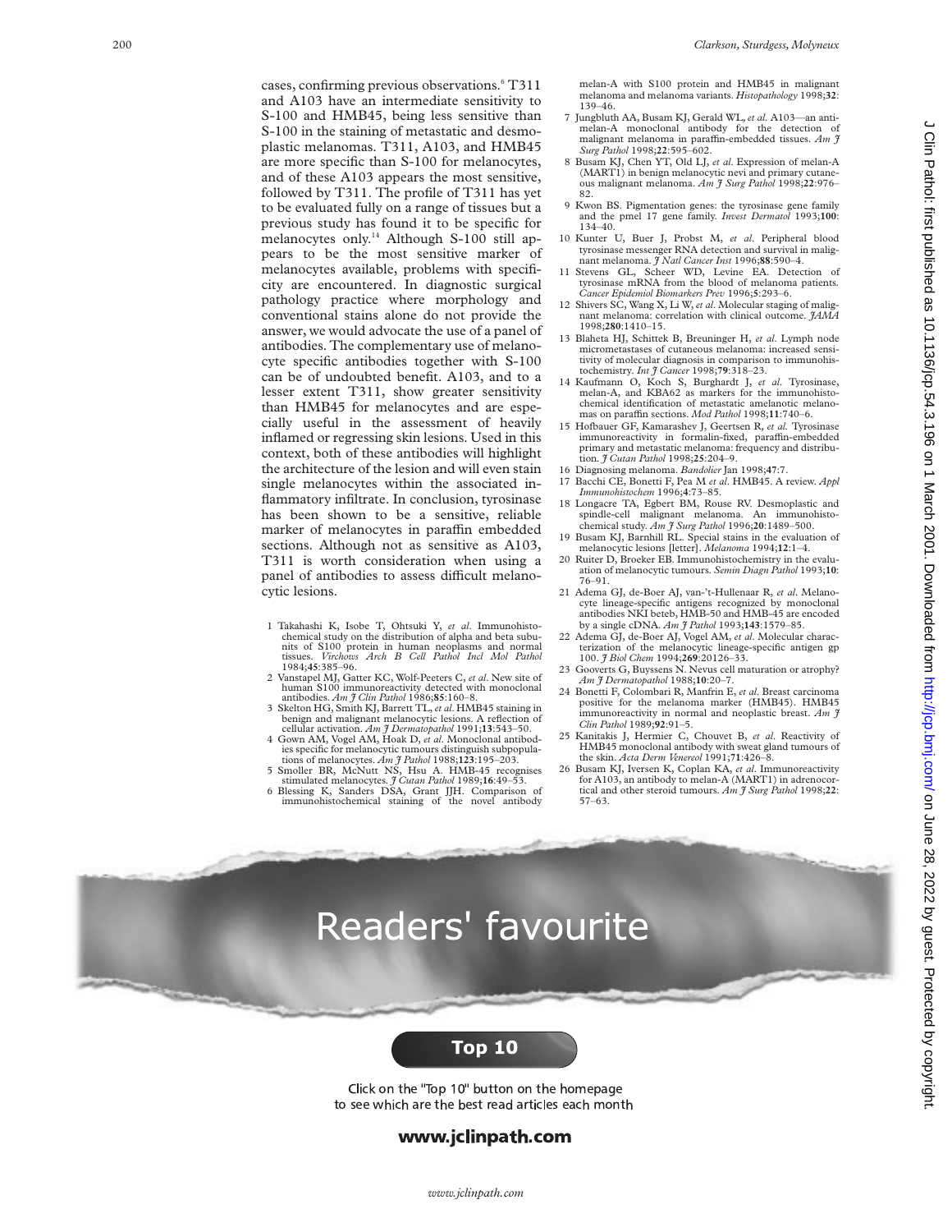cases, confirming previous observations.[6] T311 and A103 have an intermediate sensitivity to S-100 and HMB45, being less sensitive than S-100 in the staining of metastatic and desmoplastic melanomas. T311, A103, and HMB45 are more specific than S-100 for melanocytes, and of these A103 appears the most sensitive, followed by T311. The profile of T311 has yet to be evaluated fully on a range of tissues but a previous study has found it to be specific for melanocytes only.[14] Although S-100 still appears to be the most sensitive marker of melanocytes available, problems with specificity are encountered. In diagnostic surgical pathology practice where morphology and conventional stains alone do not provide the answer, we would advocate the use of a panel of antibodies. The complementary use of melanocyte specific antibodies together with S-100 can be of undoubted benefit. A103, and to a lesser extent T311, show greater sensitivity than HMB45 for melanocytes and are especially useful in the assessment of heavily inflamed or regressing skin lesions. Used in this context, both of these antibodies will highlight the architecture of the lesion and will even stain single melanocytes within the associated inflammatory infiltrate. In conclusion, tyrosinase has been shown to be a sensitive, reliable marker of melanocytes in paraffin embedded sections. Although not as sensitive as A103, T311 is worth consideration when using a panel of antibodies to assess difficult melanocytic lesions.

1 Takahashi K, Isobe T, Ohtsuki Y, *et al*. Immunohistochemical study on the distribution of alpha and beta subunits of S100 protein in human neoplasms and normal tissues. *Virchows Arch B Cell Pathol Incl Mol Pathol* 1984;**45**:385–96.
2 Vanstapel MJ, Gatter KC, Wolf-Peeters C, *et al*. New site of human S100 immunoreactivity detected with monoclonal antibodies. *Am J Clin Pathol* 1986;**85**:160–8.
3 Skelton HG, Smith KJ, Barrett TL, *et al*. HMB45 staining in benign and malignant melanocytic lesions. A reflection of cellular activation. *Am J Dermatopathol* 1991;**13**:543–50.
4 Gown AM, Vogel AM, Hoak D, *et al*. Monoclonal antibodies specific for melanocytic tumours distinguish subpopulations of melanocytes. *Am J Pathol* 1988;**123**:195–203.
5 Smoller BR, McNutt NS, Hsu A. HMB-45 recognises stimulated melanocytes. *J Cutan Pathol* 1989;**16**:49–53.
6 Blessing K, Sanders DSA, Grant JJH. Comparison of immunohistochemical staining of the novel antibody melan-A with S100 protein and HMB45 in malignant melanoma and melanoma variants. *Histopathology* 1998;**32**: 139–46.
7 Jungbluth AA, Busam KJ, Gerald WL, *et al*. A103—an anti-melan-A monoclonal antibody for the detection of malignant melanoma in paraffin-embedded tissues. *Am J Surg Pathol* 1998;**22**:595–602.
8 Busam KJ, Chen YT, Old LJ, *et al*. Expression of melan-A (MART1) in benign melanocytic nevi and primary cutaneous malignant melanoma. *Am J Surg Pathol* 1998;**22**:976–82.
9 Kwon BS. Pigmentation genes: the tyrosinase gene family and the pmel 17 gene family. *Invest Dermatol* 1993;**100**: 134–40.
10 Kunter U, Buer J, Probst M, *et al*. Peripheral blood tyrosinase messenger RNA detection and survival in malignant melanoma. *J Natl Cancer Inst* 1996;**88**:590–4.
11 Stevens GL, Scheer WD, Levine EA. Detection of tyrosinase mRNA from the blood of melanoma patients. *Cancer Epidemiol Biomarkers Prev* 1996;**5**:293–6.
12 Shivers SC, Wang X, Li W, *et al*. Molecular staging of malignant melanoma: correlation with clinical outcome. *JAMA* 1998;**280**:1410–15.
13 Blaheta HJ, Schittek B, Breuninger H, *et al*. Lymph node micrometastases of cutaneous melanoma: increased sensitivity of molecular diagnosis in comparison to immunohistochemistry. *Int J Cancer* 1998;**79**:318–23.
14 Kaufmann O, Koch S, Burghardt J, *et al*. Tyrosinase, melan-A, and KBA62 as markers for the immunohistochemical identification of metastatic amelanotic melanomas on paraffin sections. *Mod Pathol* 1998;**11**:740–6.
15 Hofbauer GF, Kamarashev J, Geertsen R, *et al*. Tyrosinase immunoreactivity in formalin-fixed, paraffin-embedded primary and metastatic melanoma: frequency and distribution. *J Cutan Pathol* 1998;**25**:204–9.
16 Diagnosing melanoma. *Bandolier* Jan 1998;**47**:7.
17 Bacchi CE, Bonetti F, Pea M *et al*. HMB45. A review. *Appl Immunohistochem* 1996;**4**:73–85.
18 Longacre TA, Egbert BM, Rouse RV. Desmoplastic and spindle-cell malignant melanoma. An immunohistochemical study. *Am J Surg Pathol* 1996;**20**:1489–500.
19 Busam KJ, Barnhill RL. Special stains in the evaluation of melanocytic lesions [letter]. *Melanoma* 1994;**12**:1–4.
20 Ruiter D, Broeker EB. Immunohistochemistry in the evaluation of melanocytic tumours. *Semin Diagn Pathol* 1993;**10**: 76–91.
21 Adema GJ, de-Boer AJ, van-'t-Hullenaar R, *et al*. Melanocyte lineage-specific antigens recognized by monoclonal antibodies NKI beteb, HMB-50 and HMB-45 are encoded by a single cDNA. *Am J Pathol* 1993;**143**:1579–85.
22 Adema GJ, de-Boer AJ, Vogel AM, *et al*. Molecular characterization of the melanocytic lineage-specific antigen gp 100. *J Biol Chem* 1994;**269**:20126–33.
23 Gooverts G, Buyssens N. Nevus cell maturation or atrophy? *Am J Dermatopathol* 1988;**10**:20–7.
24 Bonetti F, Colombari R, Manfrin E, *et al*. Breast carcinoma positive for the melanoma marker (HMB45). HMB45 immunoreactivity in normal and neoplastic breast. *Am J Clin Pathol* 1989;**92**:91–5.
25 Kanitakis J, Hermier C, Chouvet B, *et al*. Reactivity of HMB45 monoclonal antibody with sweat gland tumours of the skin. *Acta Derm Venereol* 1991;**71**:426–8.
26 Busam KJ, Iversen K, Coplan KA, *et al*. Immunoreactivity for A103, an antibody to melan-A (MART1) in adrenocortical and other steroid tumours. *Am J Surg Pathol* 1998;**22**: 57–63.

Readers' favourite

**Top 10**

Click on the "Top 10" button on the homepage to see which are the best read articles each month

**www.jclinpath.com**